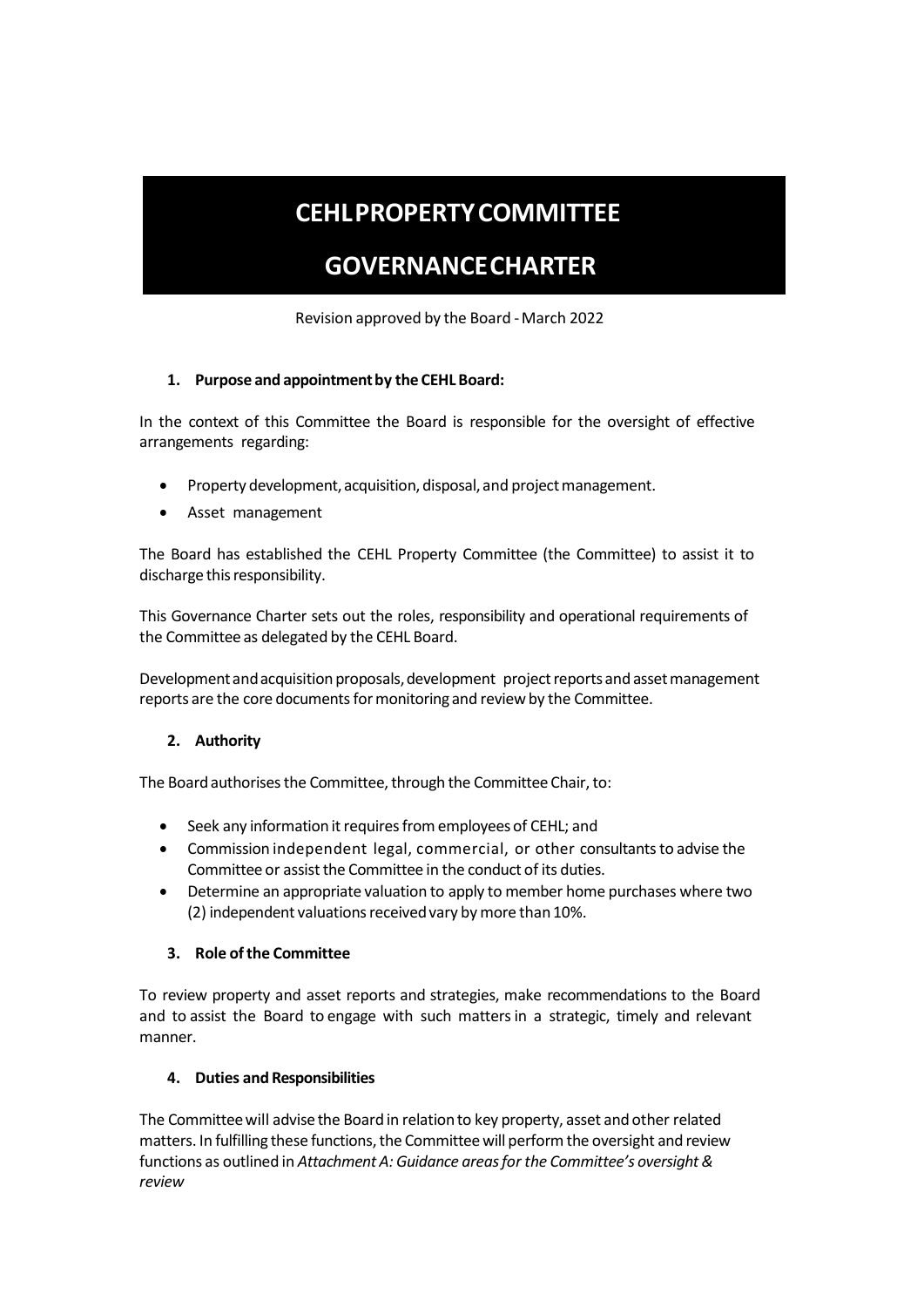# CEHL PROPERTY COMMITTEE

# GOVERNANCE CHARTER

Revision approved by the Board - March 2022

## 1. Purpose and appointment by the CEHL Board:

In the context of this Committee the Board is responsible for the oversight of effective arrangements regarding:

- Property development, acquisition, disposal, and project management.
- Asset management

The Board has established the CEHL Property Committee (the Committee) to assist it to discharge this responsibility.

This Governance Charter sets out the roles, responsibility and operational requirements of the Committee as delegated by the CEHL Board.

Development and acquisition proposals, development project reports and asset management reports are the core documents for monitoring and review by the Committee.

## 2. Authority

The Board authorises the Committee, through the Committee Chair, to:

- Seek any information it requires from employees of CEHL; and
- Commission independent legal, commercial, or other consultants to advise the Committee or assist the Committee in the conduct of its duties.
- Determine an appropriate valuation to apply to member home purchases where two (2) independent valuations received vary by more than 10%.

## 3. Role of the Committee

To review property and asset reports and strategies, make recommendations to the Board and to assist the Board to engage with such matters in a strategic, timely and relevant manner.

## 4. Duties and Responsibilities

The Committee will advise the Board in relation to key property, asset and other related matters. In fulfilling these functions, the Committee will perform the oversight and review functions as outlined in *Attachment A: Guidance areas for the Committee's oversight & review*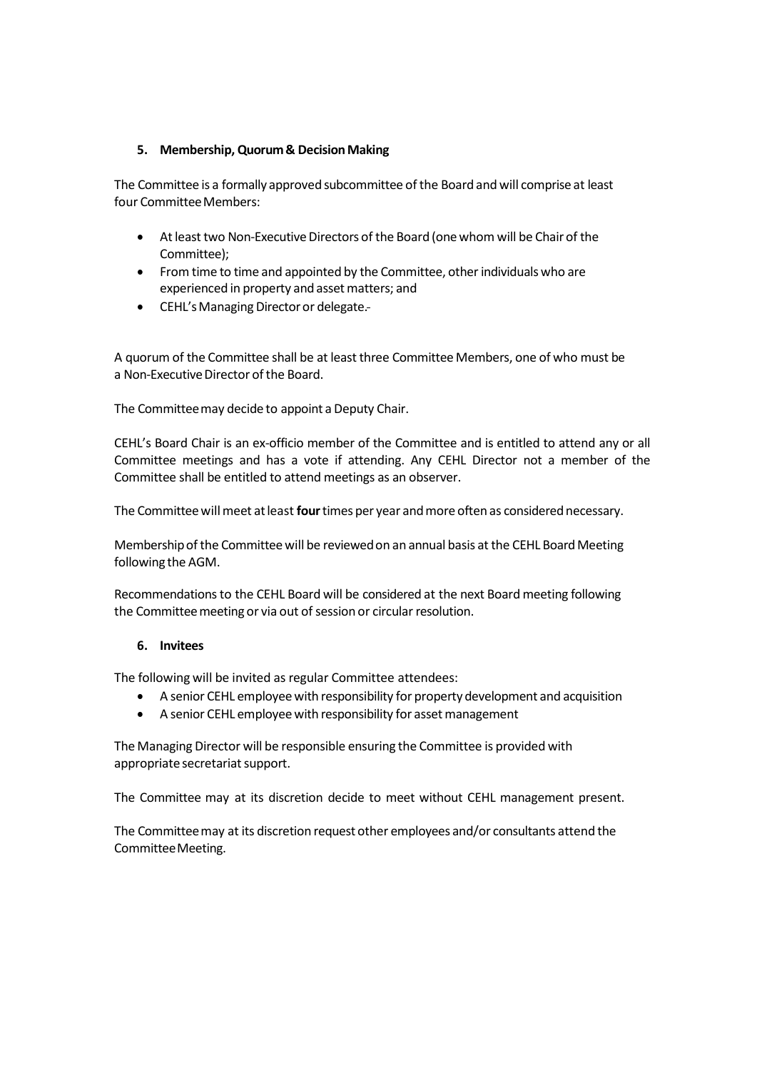## 5. Membership, Quorum & Decision Making

The Committee is a formally approved subcommittee of the Board and will comprise at least four Committee Members:

- At least two Non-Executive Directors of the Board (one whom will be Chair of the Committee);
- From time to time and appointed by the Committee, other individuals who are experienced in property and asset matters; and
- CEHL's Managing Director or delegate.

A quorum of the Committee shall be at least three Committee Members, one of who must be a Non-Executive Director of the Board.

The Committee may decide to appoint a Deputy Chair.

CEHL's Board Chair is an ex-officio member of the Committee and is entitled to attend any or all Committee meetings and has a vote if attending. Any CEHL Director not a member of the Committee shall be entitled to attend meetings as an observer.

The Committee will meet at least **four** times per year and more often as considered necessary.

Membership of the Committee will be reviewed on an annual basis at the CEHL Board Meeting following the AGM.

Recommendations to the CEHL Board will be considered at the next Board meeting following the Committee meeting or via out of session or circular resolution.

## 6. Invitees

The following will be invited as regular Committee attendees:

- A senior CEHL employee with responsibility for property development and acquisition
- A senior CEHL employee with responsibility for asset management

The Managing Director will be responsible ensuring the Committee is provided with appropriate secretariat support.

The Committee may at its discretion decide to meet without CEHL management present.

The Committee may at its discretion request other employees and/or consultants attend the Committee Meeting.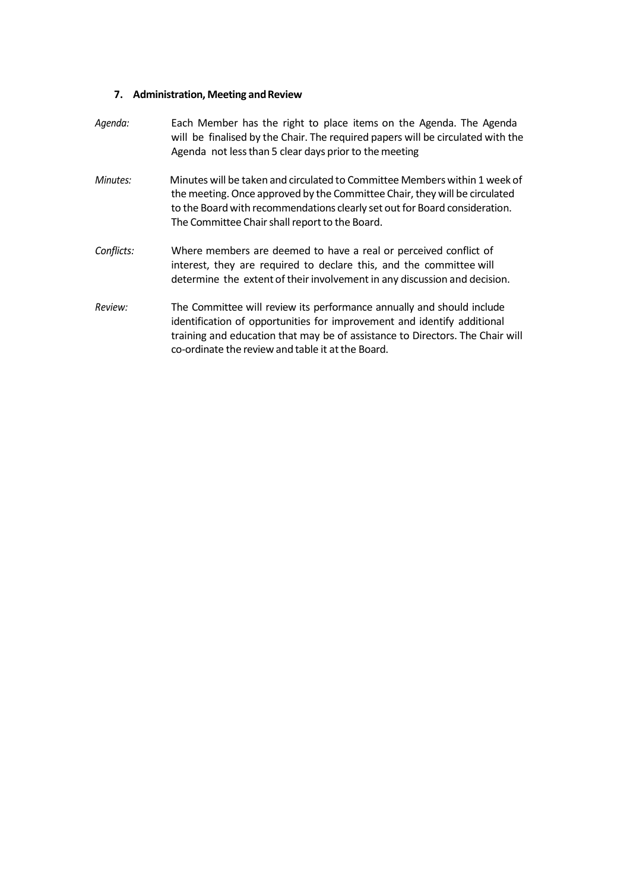### 7. Administration, Meeting and Review

*Agenda:* Each Member has the right to place items on the Agenda. The Agenda will be finalised by the Chair. The required papers will be circulated with the Agenda not less than 5 clear days prior to the meeting

*Minutes:* Minutes will be taken and circulated to Committee Members within 1 week of the meeting. Once approved by the Committee Chair, they will be circulated to the Board with recommendations clearly set out for Board consideration. The Committee Chair shall report to the Board.

*Conflicts:* Where members are deemed to have a real or perceived conflict of interest, they are required to declare this, and the committee will determine the extent of their involvement in any discussion and decision.

*Review:* The Committee will review its performance annually and should include identification of opportunities for improvement and identify additional training and education that may be of assistance to Directors. The Chair will co-ordinate the review and table it at the Board.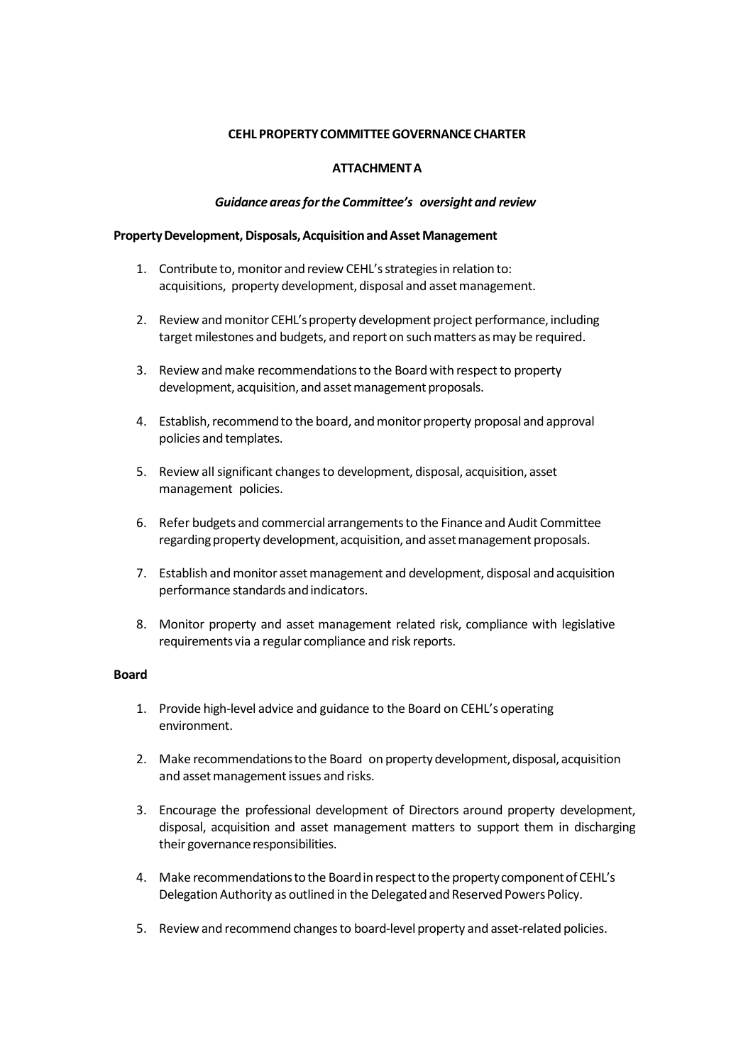**CEHL PROPERTY COMMITTEE GOVERNANCE CHARTER**

**ATTACHMENT A**

***Guidance areas for the Committee's oversight and review***

**Property Development, Disposals, Acquisition and Asset Management**

1. Contribute to, monitor and review CEHL's strategies in relation to: acquisitions, property development, disposal and asset management.

2. Review and monitor CEHL's property development project performance, including target milestones and budgets, and report on such matters as may be required.

3. Review and make recommendations to the Board with respect to property development, acquisition, and asset management proposals.

4. Establish, recommend to the board, and monitor property proposal and approval policies and templates.

5. Review all significant changes to development, disposal, acquisition, asset management policies.

6. Refer budgets and commercial arrangements to the Finance and Audit Committee regarding property development, acquisition, and asset management proposals.

7. Establish and monitor asset management and development, disposal and acquisition performance standards and indicators.

8. Monitor property and asset management related risk, compliance with legislative requirements via a regular compliance and risk reports.

**Board**

1. Provide high-level advice and guidance to the Board on CEHL's operating environment.

2. Make recommendations to the Board on property development, disposal, acquisition and asset management issues and risks.

3. Encourage the professional development of Directors around property development, disposal, acquisition and asset management matters to support them in discharging their governance responsibilities.

4. Make recommendations to the Board in respect to the property component of CEHL's Delegation Authority as outlined in the Delegated and Reserved Powers Policy.

5. Review and recommend changes to board-level property and asset-related policies.